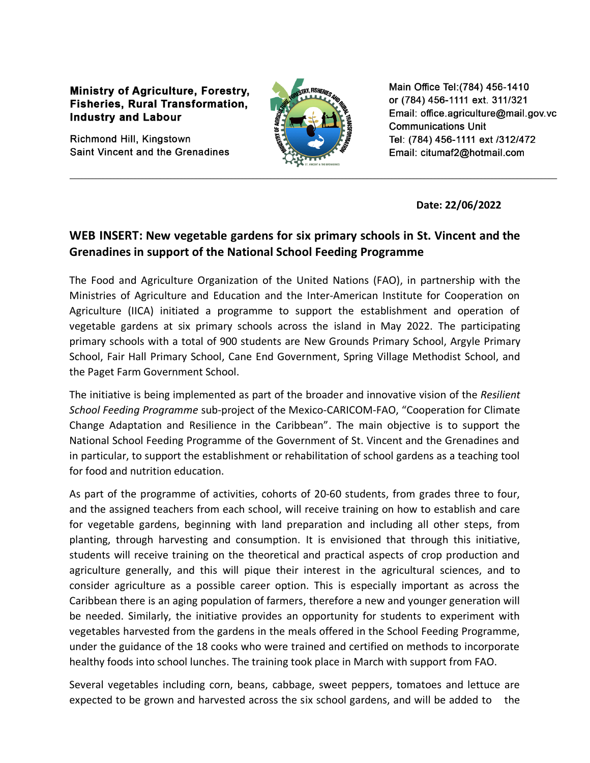**Ministry of Agriculture, Forestry, Fisheries, Rural Transformation, Industry and Labour**

Richmond Hill, Kingstown
Saint Vincent and the Grenadines

Main Office Tel:(784) 456-1410
or (784) 456-1111 ext. 311/321
Email: office.agriculture@mail.gov.vc
Communications Unit
Tel: (784) 456-1111 ext /312/472
Email: citumaf2@hotmail.com

---

**Date: 22/06/2022**

## WEB INSERT: New vegetable gardens for six primary schools in St. Vincent and the Grenadines in support of the National School Feeding Programme

The Food and Agriculture Organization of the United Nations (FAO), in partnership with the Ministries of Agriculture and Education and the Inter-American Institute for Cooperation on Agriculture (IICA) initiated a programme to support the establishment and operation of vegetable gardens at six primary schools across the island in May 2022. The participating primary schools with a total of 900 students are New Grounds Primary School, Argyle Primary School, Fair Hall Primary School, Cane End Government, Spring Village Methodist School, and the Paget Farm Government School.

The initiative is being implemented as part of the broader and innovative vision of the *Resilient School Feeding Programme* sub-project of the Mexico-CARICOM-FAO, "Cooperation for Climate Change Adaptation and Resilience in the Caribbean". The main objective is to support the National School Feeding Programme of the Government of St. Vincent and the Grenadines and in particular, to support the establishment or rehabilitation of school gardens as a teaching tool for food and nutrition education.

As part of the programme of activities, cohorts of 20-60 students, from grades three to four, and the assigned teachers from each school, will receive training on how to establish and care for vegetable gardens, beginning with land preparation and including all other steps, from planting, through harvesting and consumption. It is envisioned that through this initiative, students will receive training on the theoretical and practical aspects of crop production and agriculture generally, and this will pique their interest in the agricultural sciences, and to consider agriculture as a possible career option. This is especially important as across the Caribbean there is an aging population of farmers, therefore a new and younger generation will be needed. Similarly, the initiative provides an opportunity for students to experiment with vegetables harvested from the gardens in the meals offered in the School Feeding Programme, under the guidance of the 18 cooks who were trained and certified on methods to incorporate healthy foods into school lunches. The training took place in March with support from FAO.

Several vegetables including corn, beans, cabbage, sweet peppers, tomatoes and lettuce are expected to be grown and harvested across the six school gardens, and will be added to the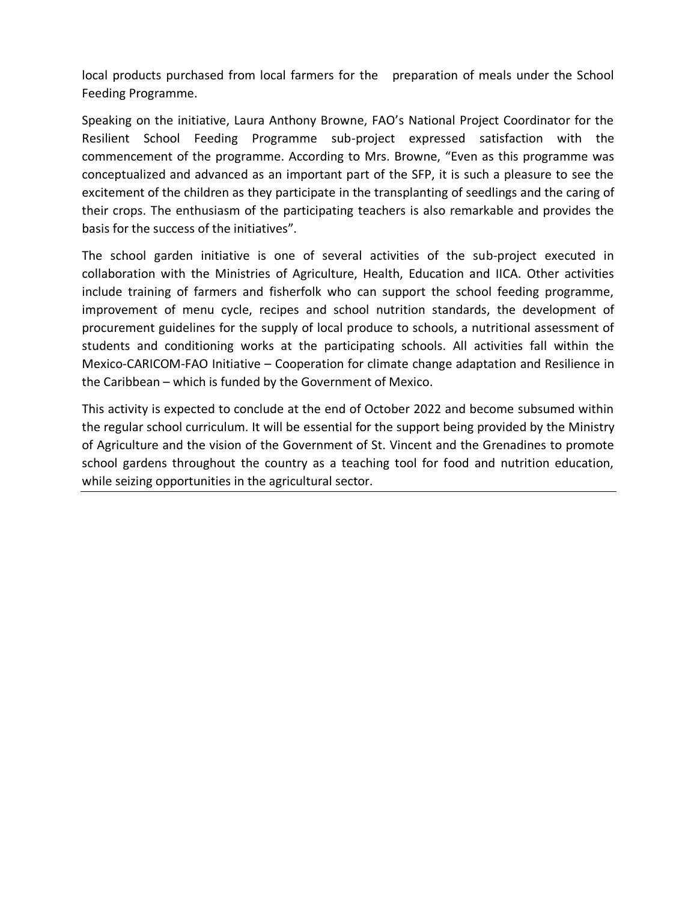local products purchased from local farmers for the preparation of meals under the School Feeding Programme.

Speaking on the initiative, Laura Anthony Browne, FAO's National Project Coordinator for the Resilient School Feeding Programme sub-project expressed satisfaction with the commencement of the programme. According to Mrs. Browne, "Even as this programme was conceptualized and advanced as an important part of the SFP, it is such a pleasure to see the excitement of the children as they participate in the transplanting of seedlings and the caring of their crops. The enthusiasm of the participating teachers is also remarkable and provides the basis for the success of the initiatives".

The school garden initiative is one of several activities of the sub-project executed in collaboration with the Ministries of Agriculture, Health, Education and IICA. Other activities include training of farmers and fisherfolk who can support the school feeding programme, improvement of menu cycle, recipes and school nutrition standards, the development of procurement guidelines for the supply of local produce to schools, a nutritional assessment of students and conditioning works at the participating schools. All activities fall within the Mexico-CARICOM-FAO Initiative – Cooperation for climate change adaptation and Resilience in the Caribbean – which is funded by the Government of Mexico.

This activity is expected to conclude at the end of October 2022 and become subsumed within the regular school curriculum. It will be essential for the support being provided by the Ministry of Agriculture and the vision of the Government of St. Vincent and the Grenadines to promote school gardens throughout the country as a teaching tool for food and nutrition education, while seizing opportunities in the agricultural sector.